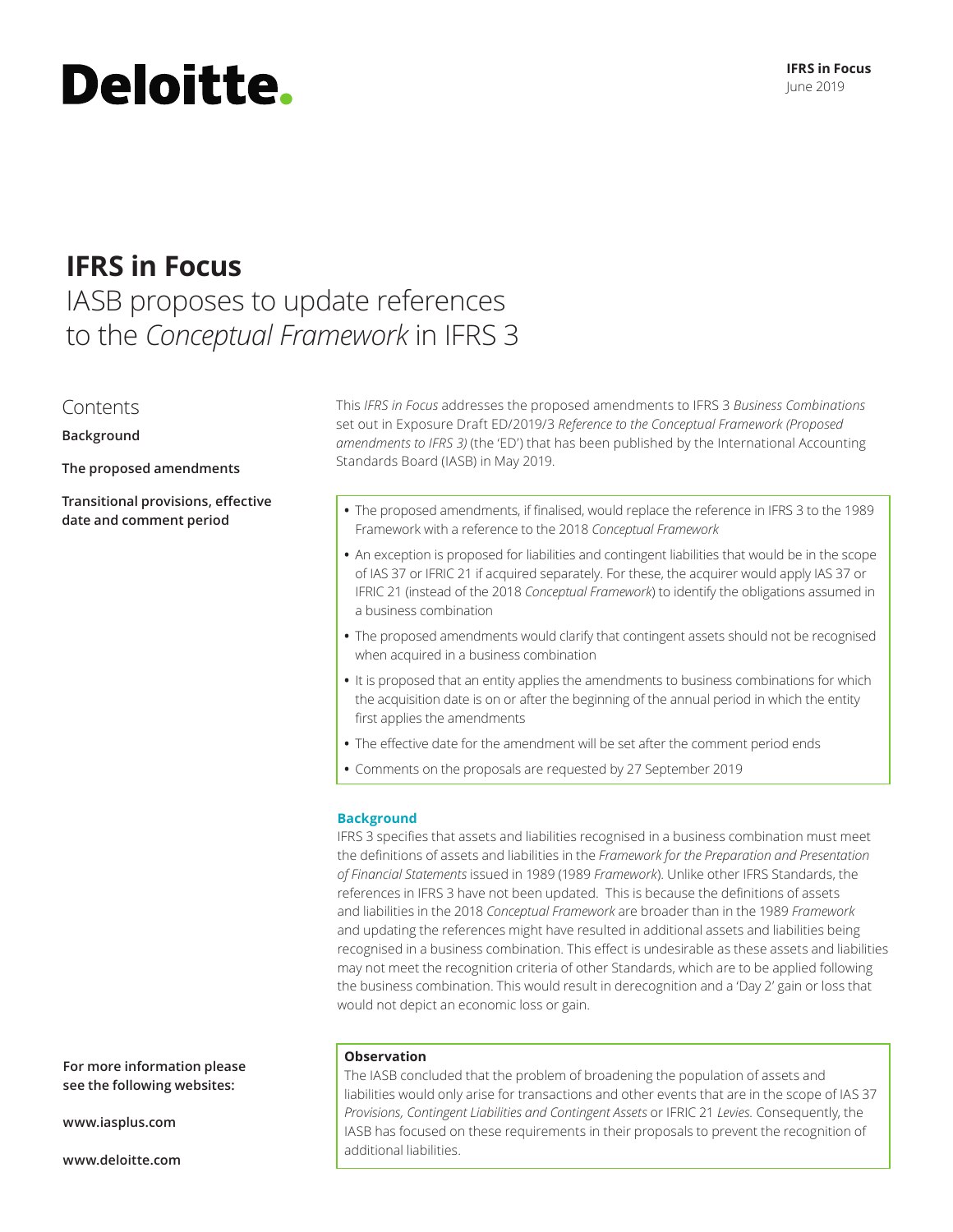# IFRS in Focus

## IASB proposes to update references to the *Conceptual Framework* in IFRS 3

Contents

**Background**

**The proposed amendments**

**Transitional provisions, effective date and comment period**

This *IFRS in Focus* addresses the proposed amendments to IFRS 3 *Business Combinations* set out in Exposure Draft ED/2019/3 *Reference to the Conceptual Framework (Proposed amendments to IFRS 3)* (the 'ED') that has been published by the International Accounting Standards Board (IASB) in May 2019.

- The proposed amendments, if finalised, would replace the reference in IFRS 3 to the 1989 Framework with a reference to the 2018 *Conceptual Framework*
- An exception is proposed for liabilities and contingent liabilities that would be in the scope of IAS 37 or IFRIC 21 if acquired separately. For these, the acquirer would apply IAS 37 or IFRIC 21 (instead of the 2018 *Conceptual Framework*) to identify the obligations assumed in a business combination
- The proposed amendments would clarify that contingent assets should not be recognised when acquired in a business combination
- It is proposed that an entity applies the amendments to business combinations for which the acquisition date is on or after the beginning of the annual period in which the entity first applies the amendments
- The effective date for the amendment will be set after the comment period ends
- Comments on the proposals are requested by 27 September 2019

### Background

IFRS 3 specifies that assets and liabilities recognised in a business combination must meet the definitions of assets and liabilities in the *Framework for the Preparation and Presentation of Financial Statements* issued in 1989 (1989 *Framework*). Unlike other IFRS Standards, the references in IFRS 3 have not been updated. This is because the definitions of assets and liabilities in the 2018 *Conceptual Framework* are broader than in the 1989 *Framework* and updating the references might have resulted in additional assets and liabilities being recognised in a business combination. This effect is undesirable as these assets and liabilities may not meet the recognition criteria of other Standards, which are to be applied following the business combination. This would result in derecognition and a 'Day 2' gain or loss that would not depict an economic loss or gain.

**Observation**

The IASB concluded that the problem of broadening the population of assets and liabilities would only arise for transactions and other events that are in the scope of IAS 37 *Provisions, Contingent Liabilities and Contingent Assets* or IFRIC 21 *Levies.* Consequently, the IASB has focused on these requirements in their proposals to prevent the recognition of additional liabilities.

**For more information please see the following websites:**

**www.iasplus.com**

**www.deloitte.com**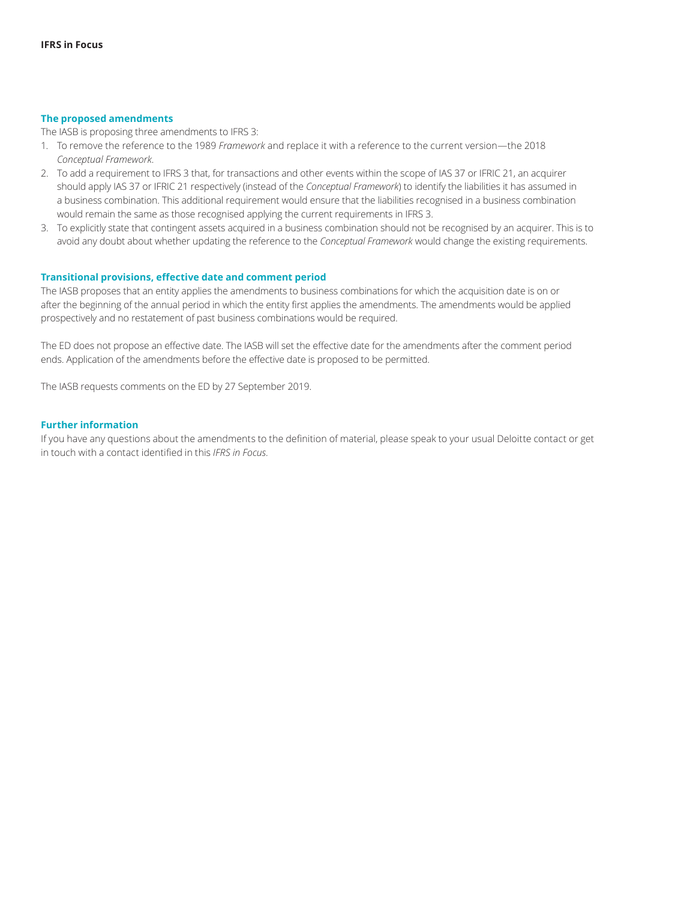## The proposed amendments

The IASB is proposing three amendments to IFRS 3:

1. To remove the reference to the 1989 *Framework* and replace it with a reference to the current version—the 2018 *Conceptual Framework*.
2. To add a requirement to IFRS 3 that, for transactions and other events within the scope of IAS 37 or IFRIC 21, an acquirer should apply IAS 37 or IFRIC 21 respectively (instead of the *Conceptual Framework*) to identify the liabilities it has assumed in a business combination. This additional requirement would ensure that the liabilities recognised in a business combination would remain the same as those recognised applying the current requirements in IFRS 3.
3. To explicitly state that contingent assets acquired in a business combination should not be recognised by an acquirer. This is to avoid any doubt about whether updating the reference to the *Conceptual Framework* would change the existing requirements.

## Transitional provisions, effective date and comment period

The IASB proposes that an entity applies the amendments to business combinations for which the acquisition date is on or after the beginning of the annual period in which the entity first applies the amendments. The amendments would be applied prospectively and no restatement of past business combinations would be required.

The ED does not propose an effective date. The IASB will set the effective date for the amendments after the comment period ends. Application of the amendments before the effective date is proposed to be permitted.

The IASB requests comments on the ED by 27 September 2019.

## Further information

If you have any questions about the amendments to the definition of material, please speak to your usual Deloitte contact or get in touch with a contact identified in this *IFRS in Focus*.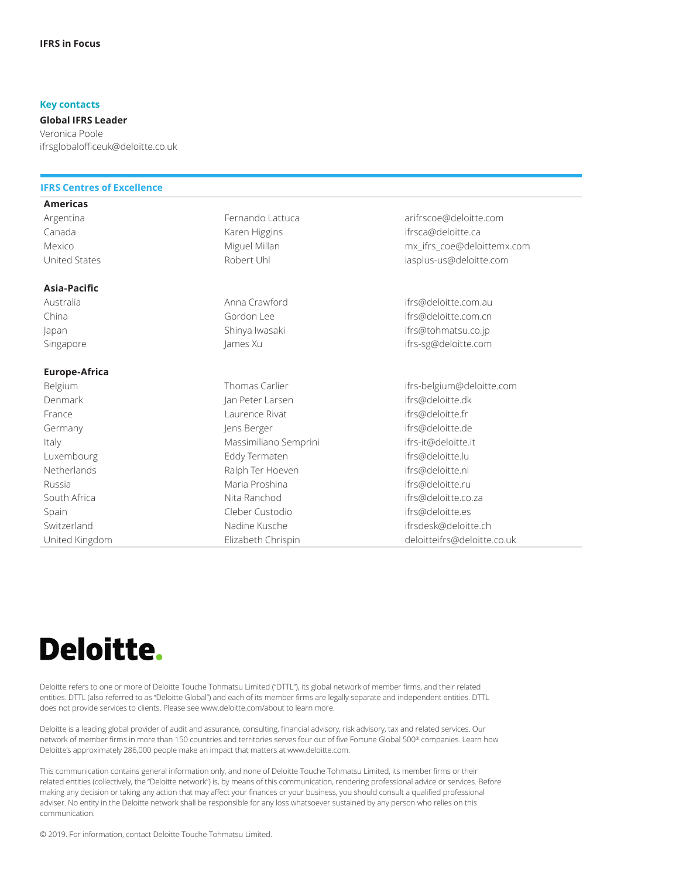## Key contacts

**Global IFRS Leader**
Veronica Poole
ifrsglobalofficeuk@deloitte.co.uk

## IFRS Centres of Excellence

| | | |
|---|---|---|
| **Americas** | | |
| Argentina | Fernando Lattuca | arifrscoe@deloitte.com |
| Canada | Karen Higgins | ifrsca@deloitte.ca |
| Mexico | Miguel Millan | mx_ifrs_coe@deloittemx.com |
| United States | Robert Uhl | iasplus-us@deloitte.com |
| **Asia-Pacific** | | |
| Australia | Anna Crawford | ifrs@deloitte.com.au |
| China | Gordon Lee | ifrs@deloitte.com.cn |
| Japan | Shinya Iwasaki | ifrs@tohmatsu.co.jp |
| Singapore | James Xu | ifrs-sg@deloitte.com |
| **Europe-Africa** | | |
| Belgium | Thomas Carlier | ifrs-belgium@deloitte.com |
| Denmark | Jan Peter Larsen | ifrs@deloitte.dk |
| France | Laurence Rivat | ifrs@deloitte.fr |
| Germany | Jens Berger | ifrs@deloitte.de |
| Italy | Massimiliano Semprini | ifrs-it@deloitte.it |
| Luxembourg | Eddy Termaten | ifrs@deloitte.lu |
| Netherlands | Ralph Ter Hoeven | ifrs@deloitte.nl |
| Russia | Maria Proshina | ifrs@deloitte.ru |
| South Africa | Nita Ranchod | ifrs@deloitte.co.za |
| Spain | Cleber Custodio | ifrs@deloitte.es |
| Switzerland | Nadine Kusche | ifrsdesk@deloitte.ch |
| United Kingdom | Elizabeth Chrispin | deloitteifrs@deloitte.co.uk |

**Deloitte.**

Deloitte refers to one or more of Deloitte Touche Tohmatsu Limited ("DTTL"), its global network of member firms, and their related entities. DTTL (also referred to as "Deloitte Global") and each of its member firms are legally separate and independent entities. DTTL does not provide services to clients. Please see www.deloitte.com/about to learn more.

Deloitte is a leading global provider of audit and assurance, consulting, financial advisory, risk advisory, tax and related services. Our network of member firms in more than 150 countries and territories serves four out of five Fortune Global 500® companies. Learn how Deloitte's approximately 286,000 people make an impact that matters at www.deloitte.com.

This communication contains general information only, and none of Deloitte Touche Tohmatsu Limited, its member firms or their related entities (collectively, the "Deloitte network") is, by means of this communication, rendering professional advice or services. Before making any decision or taking any action that may affect your finances or your business, you should consult a qualified professional adviser. No entity in the Deloitte network shall be responsible for any loss whatsoever sustained by any person who relies on this communication.

© 2019. For information, contact Deloitte Touche Tohmatsu Limited.